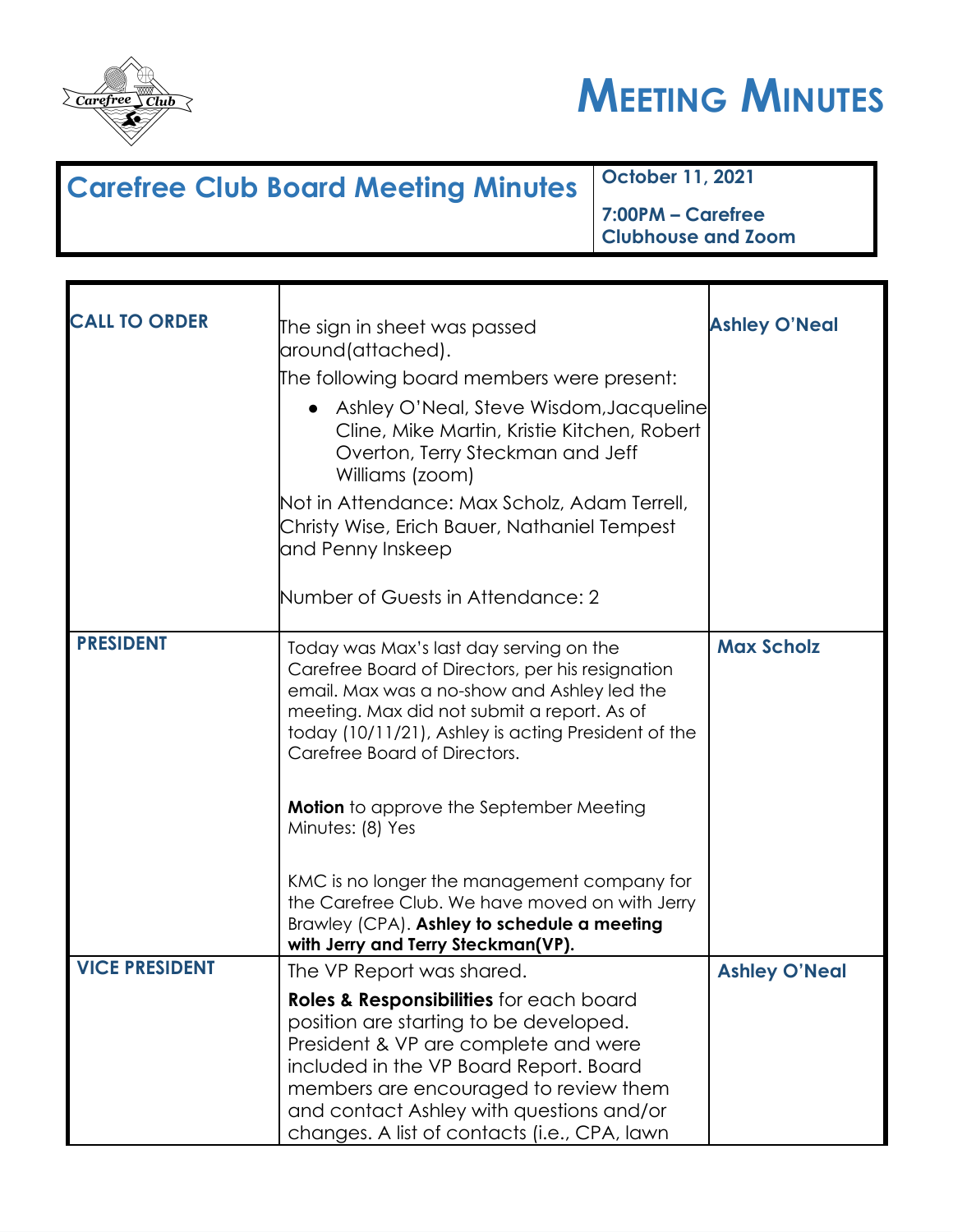# MEETING MINUTES

| Carefree Club Board Meeting Minutes | October 11, 2021<br><br>7:00PM – Carefree Clubhouse and Zoom |
|---|---|

| | | |
|---|---|---|
| **CALL TO ORDER** | The sign in sheet was passed around(attached).<br>The following board members were present:<br>• Ashley O'Neal, Steve Wisdom,Jacqueline Cline, Mike Martin, Kristie Kitchen, Robert Overton, Terry Steckman and Jeff Williams (zoom)<br>Not in Attendance: Max Scholz, Adam Terrell, Christy Wise, Erich Bauer, Nathaniel Tempest and Penny Inskeep<br><br>Number of Guests in Attendance: 2 | **Ashley O'Neal** |
| **PRESIDENT** | Today was Max's last day serving on the Carefree Board of Directors, per his resignation email. Max was a no-show and Ashley led the meeting. Max did not submit a report. As of today (10/11/21), Ashley is acting President of the Carefree Board of Directors.<br><br>**Motion** to approve the September Meeting Minutes: (8) Yes<br><br>KMC is no longer the management company for the Carefree Club. We have moved on with Jerry Brawley (CPA). **Ashley to schedule a meeting with Jerry and Terry Steckman(VP).** | **Max Scholz** |
| **VICE PRESIDENT** | The VP Report was shared.<br>**Roles & Responsibilities** for each board position are starting to be developed. President & VP are complete and were included in the VP Board Report. Board members are encouraged to review them and contact Ashley with questions and/or changes. A list of contacts (i.e., CPA, lawn | **Ashley O'Neal** |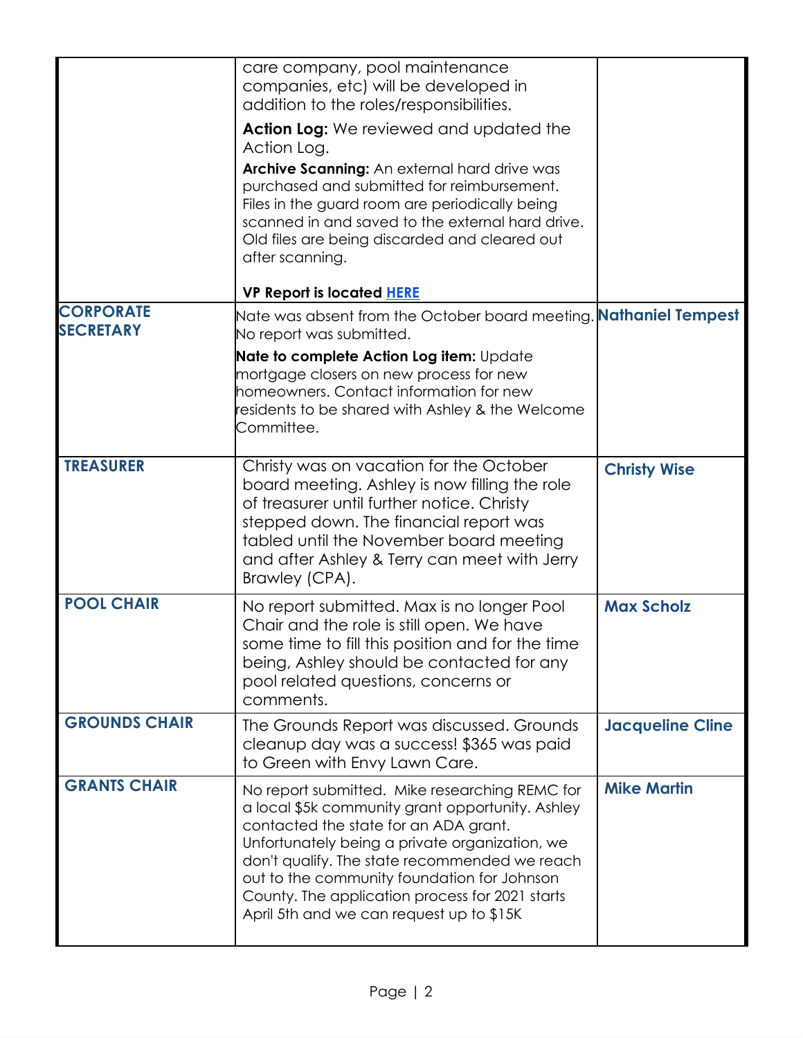| | | |
|---|---|---|
| | care company, pool maintenance companies, etc) will be developed in addition to the roles/responsibilities.<br><br>**Action Log:** We reviewed and updated the Action Log.<br><br>**Archive Scanning:** An external hard drive was purchased and submitted for reimbursement. Files in the guard room are periodically being scanned in and saved to the external hard drive. Old files are being discarded and cleared out after scanning.<br><br>**VP Report is located HERE** | |
| **CORPORATE SECRETARY** | Nate was absent from the October board meeting. No report was submitted.<br><br>**Nate to complete Action Log item:** Update mortgage closers on new process for new homeowners. Contact information for new residents to be shared with Ashley & the Welcome Committee. | **Nathaniel Tempest** |
| **TREASURER** | Christy was on vacation for the October board meeting. Ashley is now filling the role of treasurer until further notice. Christy stepped down. The financial report was tabled until the November board meeting and after Ashley & Terry can meet with Jerry Brawley (CPA). | **Christy Wise** |
| **POOL CHAIR** | No report submitted. Max is no longer Pool Chair and the role is still open. We have some time to fill this position and for the time being, Ashley should be contacted for any pool related questions, concerns or comments. | **Max Scholz** |
| **GROUNDS CHAIR** | The Grounds Report was discussed. Grounds cleanup day was a success! $365 was paid to Green with Envy Lawn Care. | **Jacqueline Cline** |
| **GRANTS CHAIR** | No report submitted. Mike researching REMC for a local $5k community grant opportunity. Ashley contacted the state for an ADA grant. Unfortunately being a private organization, we don't qualify. The state recommended we reach out to the community foundation for Johnson County. The application process for 2021 starts April 5th and we can request up to $15K | **Mike Martin** |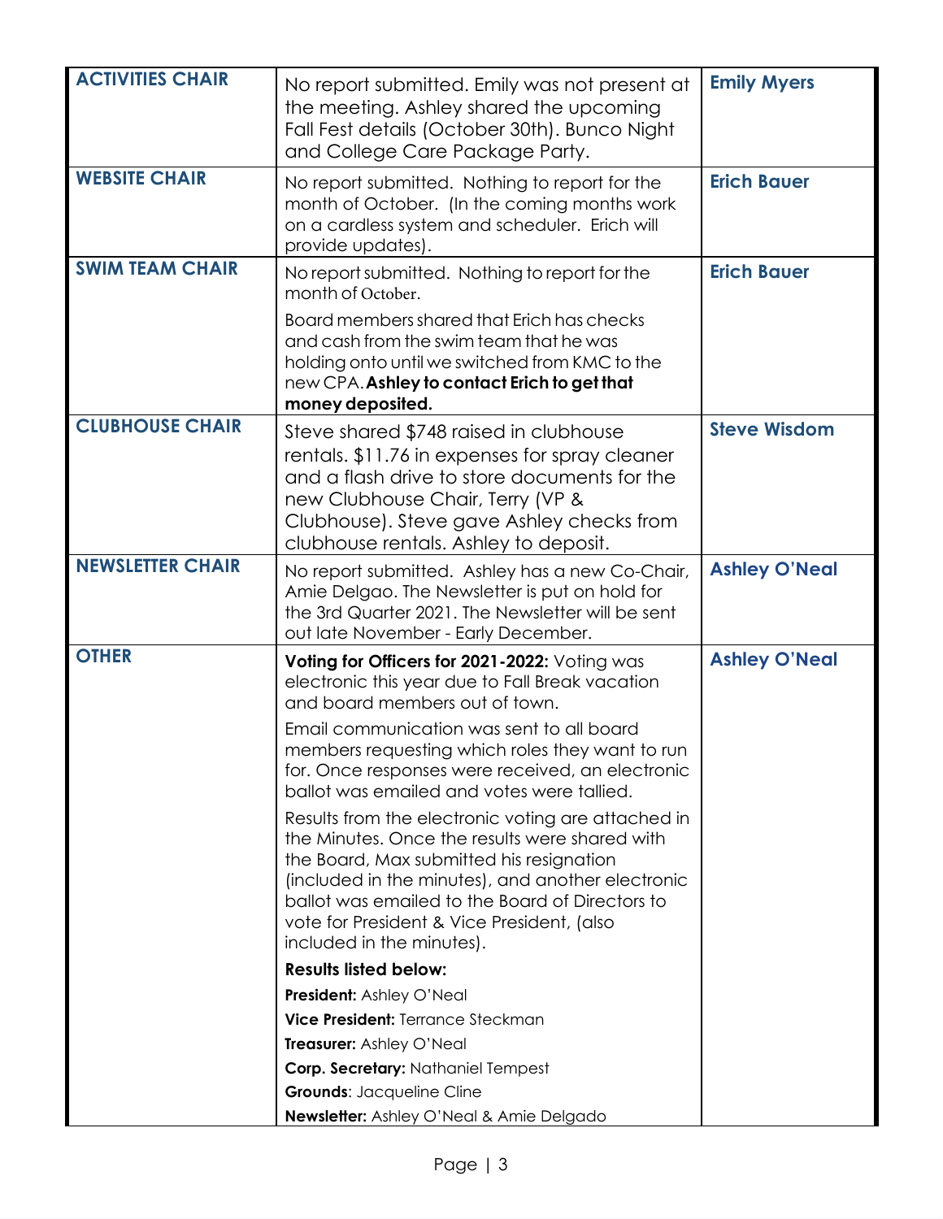| | | |
|---|---|---|
| **ACTIVITIES CHAIR** | No report submitted. Emily was not present at the meeting. Ashley shared the upcoming Fall Fest details (October 30th). Bunco Night and College Care Package Party. | **Emily Myers** |
| **WEBSITE CHAIR** | No report submitted. Nothing to report for the month of October. (In the coming months work on a cardless system and scheduler. Erich will provide updates). | **Erich Bauer** |
| **SWIM TEAM CHAIR** | No report submitted. Nothing to report for the month of October.<br><br>Board members shared that Erich has checks and cash from the swim team that he was holding onto until we switched from KMC to the new CPA. **Ashley to contact Erich to get that money deposited.** | **Erich Bauer** |
| **CLUBHOUSE CHAIR** | Steve shared $748 raised in clubhouse rentals. $11.76 in expenses for spray cleaner and a flash drive to store documents for the new Clubhouse Chair, Terry (VP & Clubhouse). Steve gave Ashley checks from clubhouse rentals. Ashley to deposit. | **Steve Wisdom** |
| **NEWSLETTER CHAIR** | No report submitted. Ashley has a new Co-Chair, Amie Delgao. The Newsletter is put on hold for the 3rd Quarter 2021. The Newsletter will be sent out late November - Early December. | **Ashley O'Neal** |
| **OTHER** | **Voting for Officers for 2021-2022:** Voting was electronic this year due to Fall Break vacation and board members out of town.<br><br>Email communication was sent to all board members requesting which roles they want to run for. Once responses were received, an electronic ballot was emailed and votes were tallied.<br><br>Results from the electronic voting are attached in the Minutes. Once the results were shared with the Board, Max submitted his resignation (included in the minutes), and another electronic ballot was emailed to the Board of Directors to vote for President & Vice President, (also included in the minutes).<br><br>**Results listed below:**<br>**President:** Ashley O'Neal<br>**Vice President:** Terrance Steckman<br>**Treasurer:** Ashley O'Neal<br>**Corp. Secretary:** Nathaniel Tempest<br>**Grounds**: Jacqueline Cline<br>**Newsletter:** Ashley O'Neal & Amie Delgado | **Ashley O'Neal** |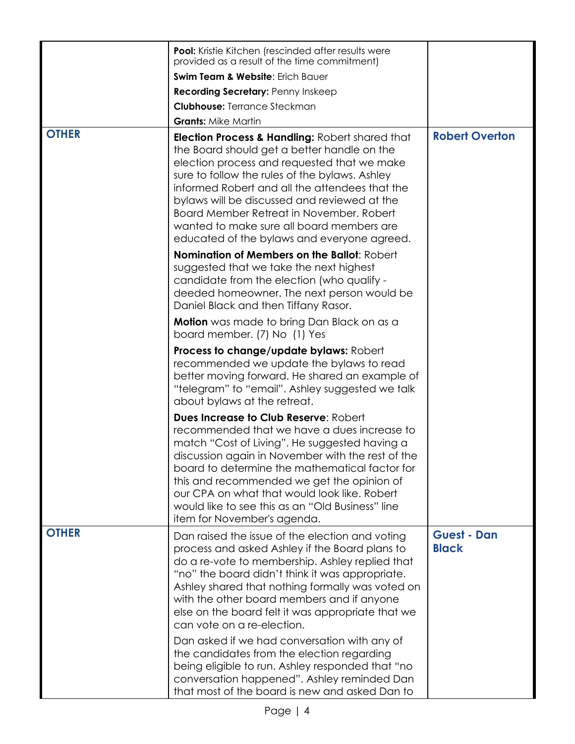| | | |
|---|---|---|
| | **Pool:** Kristie Kitchen (rescinded after results were provided as a result of the time commitment)<br><br>**Swim Team & Website**: Erich Bauer<br><br>**Recording Secretary:** Penny Inskeep<br><br>**Clubhouse:** Terrance Steckman<br><br>**Grants:** Mike Martin | |
| **OTHER** | **Election Process & Handling:** Robert shared that the Board should get a better handle on the election process and requested that we make sure to follow the rules of the bylaws. Ashley informed Robert and all the attendees that the bylaws will be discussed and reviewed at the Board Member Retreat in November. Robert wanted to make sure all board members are educated of the bylaws and everyone agreed.<br><br>**Nomination of Members on the Ballot**: Robert suggested that we take the next highest candidate from the election (who qualify - deeded homeowner. The next person would be Daniel Black and then Tiffany Rasor.<br><br>**Motion** was made to bring Dan Black on as a board member. (7) No (1) Yes<br><br>**Process to change/update bylaws:** Robert recommended we update the bylaws to read better moving forward. He shared an example of "telegram" to "email". Ashley suggested we talk about bylaws at the retreat.<br><br>**Dues Increase to Club Reserve**: Robert recommended that we have a dues increase to match "Cost of Living". He suggested having a discussion again in November with the rest of the board to determine the mathematical factor for this and recommended we get the opinion of our CPA on what that would look like. Robert would like to see this as an "Old Business" line item for November's agenda. | **Robert Overton** |
| **OTHER** | Dan raised the issue of the election and voting process and asked Ashley if the Board plans to do a re-vote to membership. Ashley replied that "no" the board didn't think it was appropriate. Ashley shared that nothing formally was voted on with the other board members and if anyone else on the board felt it was appropriate that we can vote on a re-election.<br><br>Dan asked if we had conversation with any of the candidates from the election regarding being eligible to run. Ashley responded that "no conversation happened". Ashley reminded Dan that most of the board is new and asked Dan to | **Guest - Dan Black** |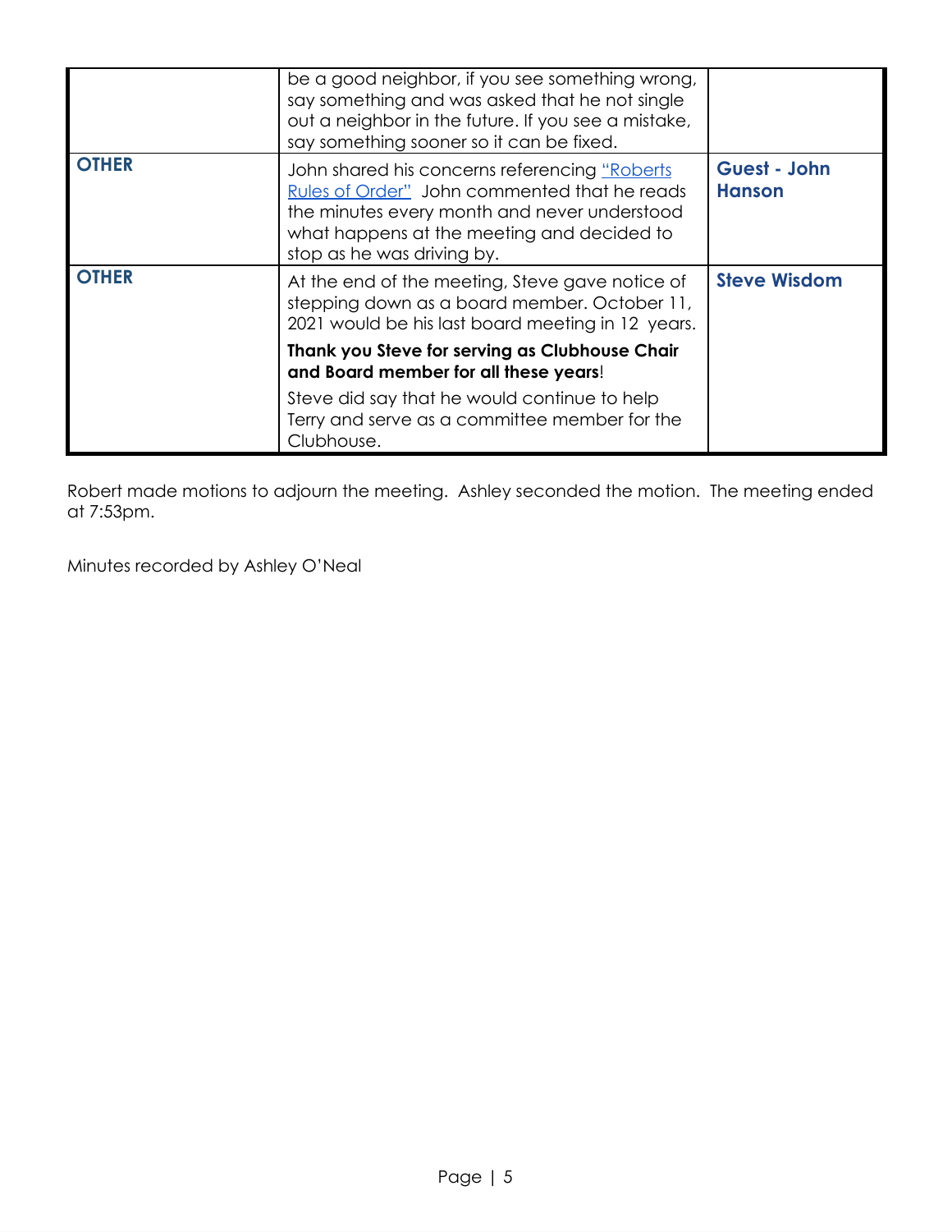| | | |
|---|---|---|
| | be a good neighbor, if you see something wrong, say something and was asked that he not single out a neighbor in the future. If you see a mistake, say something sooner so it can be fixed. | |
| **OTHER** | John shared his concerns referencing "Roberts Rules of Order" John commented that he reads the minutes every month and never understood what happens at the meeting and decided to stop as he was driving by. | **Guest - John Hanson** |
| **OTHER** | At the end of the meeting, Steve gave notice of stepping down as a board member. October 11, 2021 would be his last board meeting in 12 years.<br><br>**Thank you Steve for serving as Clubhouse Chair and Board member for all these years**!<br><br>Steve did say that he would continue to help Terry and serve as a committee member for the Clubhouse. | **Steve Wisdom** |

Robert made motions to adjourn the meeting. Ashley seconded the motion. The meeting ended at 7:53pm.

Minutes recorded by Ashley O'Neal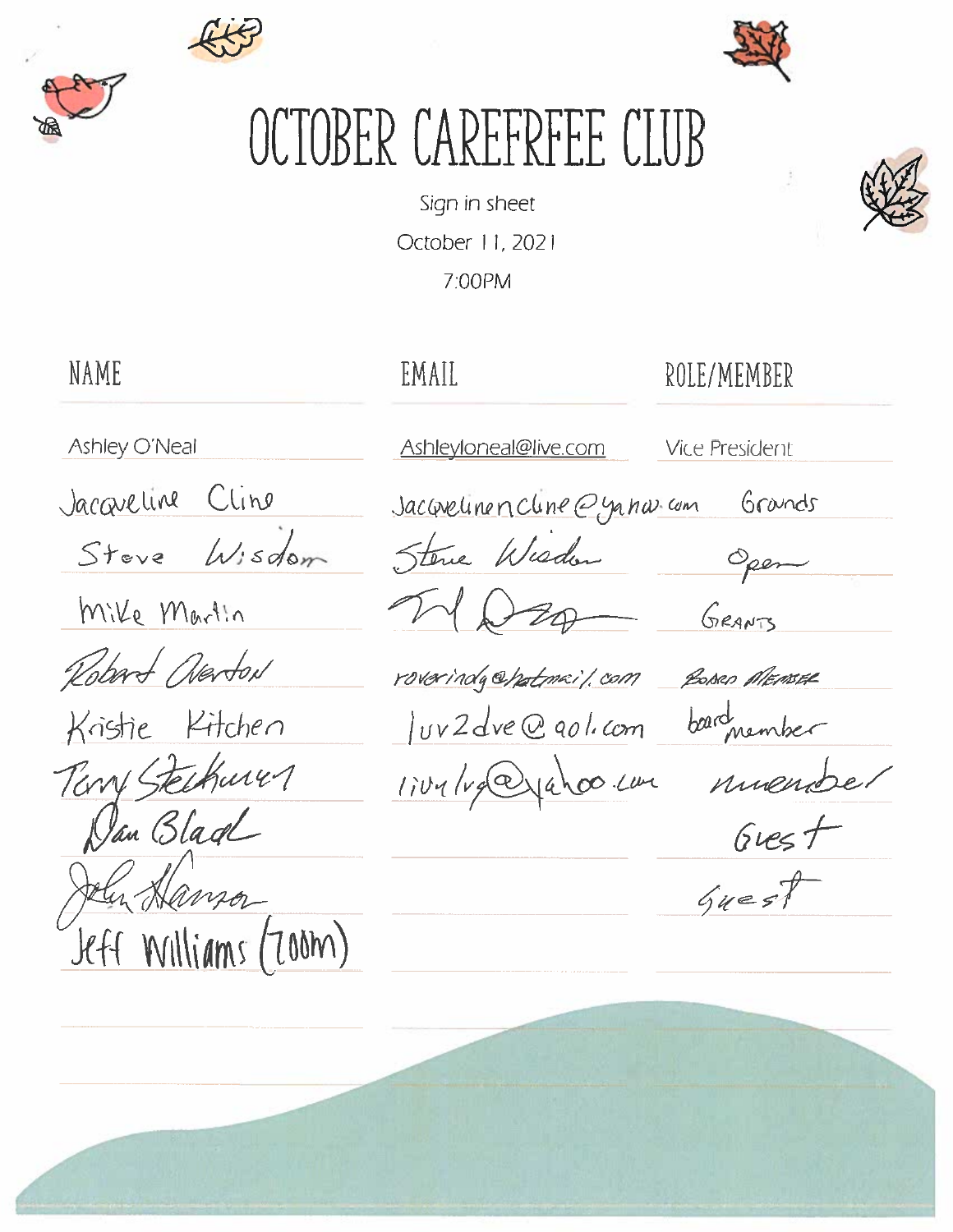# OCTOBER CAREFRFEE CLUB

Sign in sheet

October 11, 2021

7:00PM

| NAME | EMAIL | ROLE/MEMBER |
| --- | --- | --- |
| Ashley O'Neal | Ashleyloneal@live.com | Vice President |
| Jacqueline Cline | Jacquelinencline@yahoo.com | Grounds |
| Steve Wisdom | Steve Wisdom | Open |
| Mike Martin | | GRANTS |
| Robert Overton | roverindy@hotmail.com | BOARD MEMBER |
| Kristie Kitchen | luv2dve@aol.com | board member |
| Terry Steckwey | livulvg@yahoo.com | member |
| Dan Blad | | Guest |
| John Hanson | | Guest |
| Jeff Williams (Zoom) | | |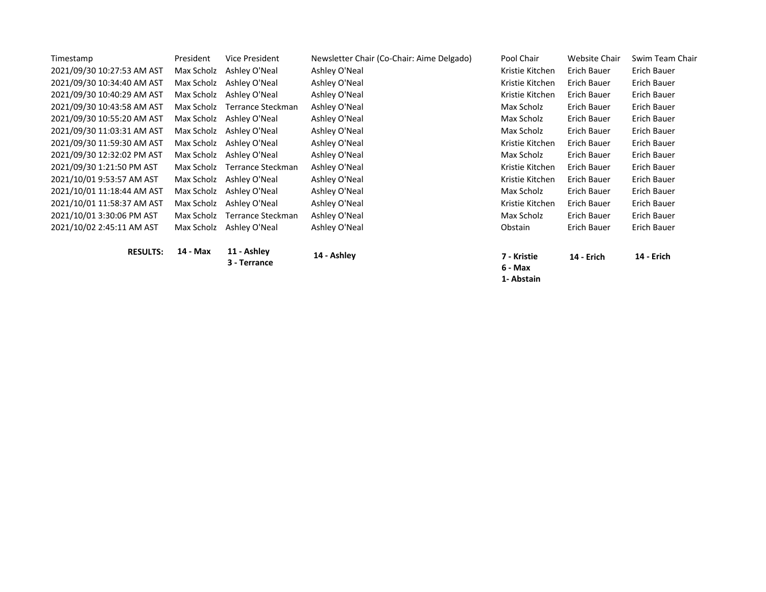| Timestamp | President | Vice President | Newsletter Chair (Co-Chair: Aime Delgado) | Pool Chair | Website Chair | Swim Team Chair |
|---|---|---|---|---|---|---|
| 2021/09/30 10:27:53 AM AST | Max Scholz | Ashley O'Neal | Ashley O'Neal | Kristie Kitchen | Erich Bauer | Erich Bauer |
| 2021/09/30 10:34:40 AM AST | Max Scholz | Ashley O'Neal | Ashley O'Neal | Kristie Kitchen | Erich Bauer | Erich Bauer |
| 2021/09/30 10:40:29 AM AST | Max Scholz | Ashley O'Neal | Ashley O'Neal | Kristie Kitchen | Erich Bauer | Erich Bauer |
| 2021/09/30 10:43:58 AM AST | Max Scholz | Terrance Steckman | Ashley O'Neal | Max Scholz | Erich Bauer | Erich Bauer |
| 2021/09/30 10:55:20 AM AST | Max Scholz | Ashley O'Neal | Ashley O'Neal | Max Scholz | Erich Bauer | Erich Bauer |
| 2021/09/30 11:03:31 AM AST | Max Scholz | Ashley O'Neal | Ashley O'Neal | Max Scholz | Erich Bauer | Erich Bauer |
| 2021/09/30 11:59:30 AM AST | Max Scholz | Ashley O'Neal | Ashley O'Neal | Kristie Kitchen | Erich Bauer | Erich Bauer |
| 2021/09/30 12:32:02 PM AST | Max Scholz | Ashley O'Neal | Ashley O'Neal | Max Scholz | Erich Bauer | Erich Bauer |
| 2021/09/30 1:21:50 PM AST | Max Scholz | Terrance Steckman | Ashley O'Neal | Kristie Kitchen | Erich Bauer | Erich Bauer |
| 2021/10/01 9:53:57 AM AST | Max Scholz | Ashley O'Neal | Ashley O'Neal | Kristie Kitchen | Erich Bauer | Erich Bauer |
| 2021/10/01 11:18:44 AM AST | Max Scholz | Ashley O'Neal | Ashley O'Neal | Max Scholz | Erich Bauer | Erich Bauer |
| 2021/10/01 11:58:37 AM AST | Max Scholz | Ashley O'Neal | Ashley O'Neal | Kristie Kitchen | Erich Bauer | Erich Bauer |
| 2021/10/01 3:30:06 PM AST | Max Scholz | Terrance Steckman | Ashley O'Neal | Max Scholz | Erich Bauer | Erich Bauer |
| 2021/10/02 2:45:11 AM AST | Max Scholz | Ashley O'Neal | Ashley O'Neal | Obstain | Erich Bauer | Erich Bauer |
| **RESULTS:** | **14 - Max** | **11 - Ashley**<br>**3 - Terrance** | **14 - Ashley** | **7 - Kristie**<br>**6 - Max**<br>**1- Abstain** | **14 - Erich** | **14 - Erich** |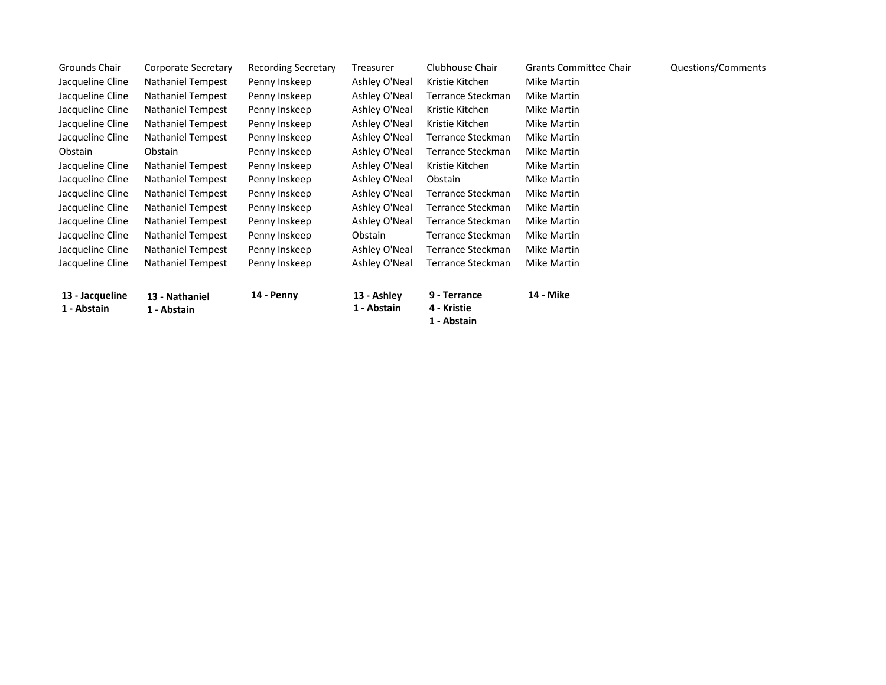| Grounds Chair | Corporate Secretary | Recording Secretary | Treasurer | Clubhouse Chair | Grants Committee Chair | Questions/Comments |
|---|---|---|---|---|---|---|
| Jacqueline Cline | Nathaniel Tempest | Penny Inskeep | Ashley O'Neal | Kristie Kitchen | Mike Martin | |
| Jacqueline Cline | Nathaniel Tempest | Penny Inskeep | Ashley O'Neal | Terrance Steckman | Mike Martin | |
| Jacqueline Cline | Nathaniel Tempest | Penny Inskeep | Ashley O'Neal | Kristie Kitchen | Mike Martin | |
| Jacqueline Cline | Nathaniel Tempest | Penny Inskeep | Ashley O'Neal | Kristie Kitchen | Mike Martin | |
| Jacqueline Cline | Nathaniel Tempest | Penny Inskeep | Ashley O'Neal | Terrance Steckman | Mike Martin | |
| Obstain | Obstain | Penny Inskeep | Ashley O'Neal | Terrance Steckman | Mike Martin | |
| Jacqueline Cline | Nathaniel Tempest | Penny Inskeep | Ashley O'Neal | Kristie Kitchen | Mike Martin | |
| Jacqueline Cline | Nathaniel Tempest | Penny Inskeep | Ashley O'Neal | Obstain | Mike Martin | |
| Jacqueline Cline | Nathaniel Tempest | Penny Inskeep | Ashley O'Neal | Terrance Steckman | Mike Martin | |
| Jacqueline Cline | Nathaniel Tempest | Penny Inskeep | Ashley O'Neal | Terrance Steckman | Mike Martin | |
| Jacqueline Cline | Nathaniel Tempest | Penny Inskeep | Ashley O'Neal | Terrance Steckman | Mike Martin | |
| Jacqueline Cline | Nathaniel Tempest | Penny Inskeep | Obstain | Terrance Steckman | Mike Martin | |
| Jacqueline Cline | Nathaniel Tempest | Penny Inskeep | Ashley O'Neal | Terrance Steckman | Mike Martin | |
| Jacqueline Cline | Nathaniel Tempest | Penny Inskeep | Ashley O'Neal | Terrance Steckman | Mike Martin | |
| **13 - Jacqueline**<br>**1 - Abstain** | **13 - Nathaniel**<br>**1 - Abstain** | **14 - Penny** | **13 - Ashley**<br>**1 - Abstain** | **9 - Terrance**<br>**4 - Kristie**<br>**1 - Abstain** | **14 - Mike** | |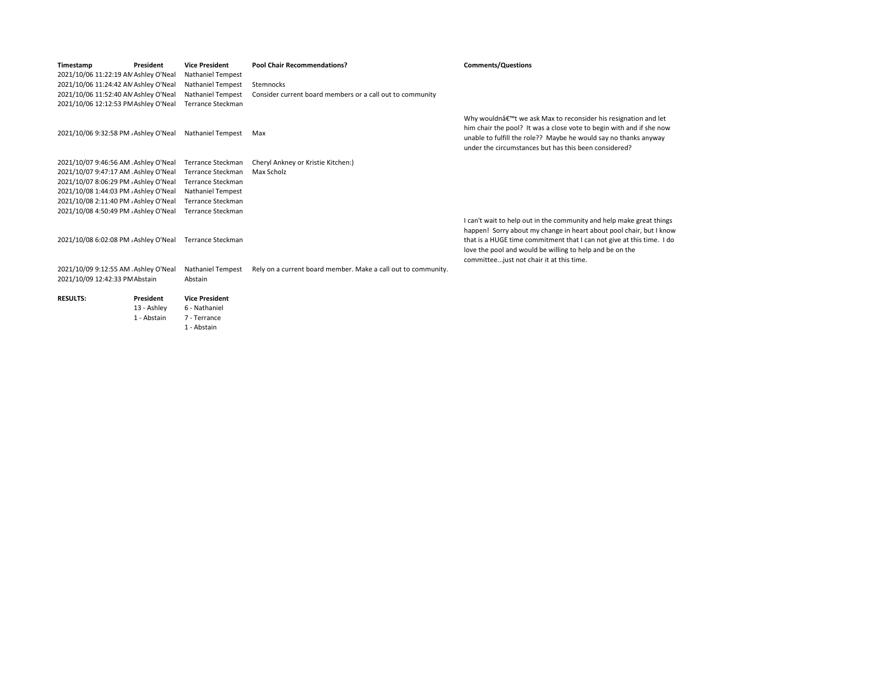| Timestamp | President | Vice President | Pool Chair Recommendations? | Comments/Questions |
|---|---|---|---|---|
| 2021/10/06 11:22:19 AM | Ashley O'Neal | Nathaniel Tempest | | |
| 2021/10/06 11:24:42 AM | Ashley O'Neal | Nathaniel Tempest | Stemnocks | |
| 2021/10/06 11:52:40 AM | Ashley O'Neal | Nathaniel Tempest | Consider current board members or a call out to community | |
| 2021/10/06 12:12:53 PM | Ashley O'Neal | Terrance Steckman | | |
| 2021/10/06 9:32:58 PM | Ashley O'Neal | Nathaniel Tempest | Max | Why wouldnâ€™t we ask Max to reconsider his resignation and let him chair the pool? It was a close vote to begin with and if she now unable to fulfill the role?? Maybe he would say no thanks anyway under the circumstances but has this been considered? |
| 2021/10/07 9:46:56 AM | Ashley O'Neal | Terrance Steckman | Cheryl Ankney or Kristie Kitchen:) | |
| 2021/10/07 9:47:17 AM | Ashley O'Neal | Terrance Steckman | Max Scholz | |
| 2021/10/07 8:06:29 PM | Ashley O'Neal | Terrance Steckman | | |
| 2021/10/08 1:44:03 PM | Ashley O'Neal | Nathaniel Tempest | | |
| 2021/10/08 2:11:40 PM | Ashley O'Neal | Terrance Steckman | | |
| 2021/10/08 4:50:49 PM | Ashley O'Neal | Terrance Steckman | | |
| 2021/10/08 6:02:08 PM | Ashley O'Neal | Terrance Steckman | | I can't wait to help out in the community and help make great things happen! Sorry about my change in heart about pool chair, but I know that is a HUGE time commitment that I can not give at this time. I do love the pool and would be willing to help and be on the committee...just not chair it at this time. |
| 2021/10/09 9:12:55 AM | Ashley O'Neal | Nathaniel Tempest | Rely on a current board member. Make a call out to community. | |
| 2021/10/09 12:42:33 PM | Abstain | Abstain | | |

| RESULTS: | President | Vice President |
|---|---|---|
| | 13 - Ashley | 6 - Nathaniel |
| | 1 - Abstain | 7 - Terrance |
| | | 1 - Abstain |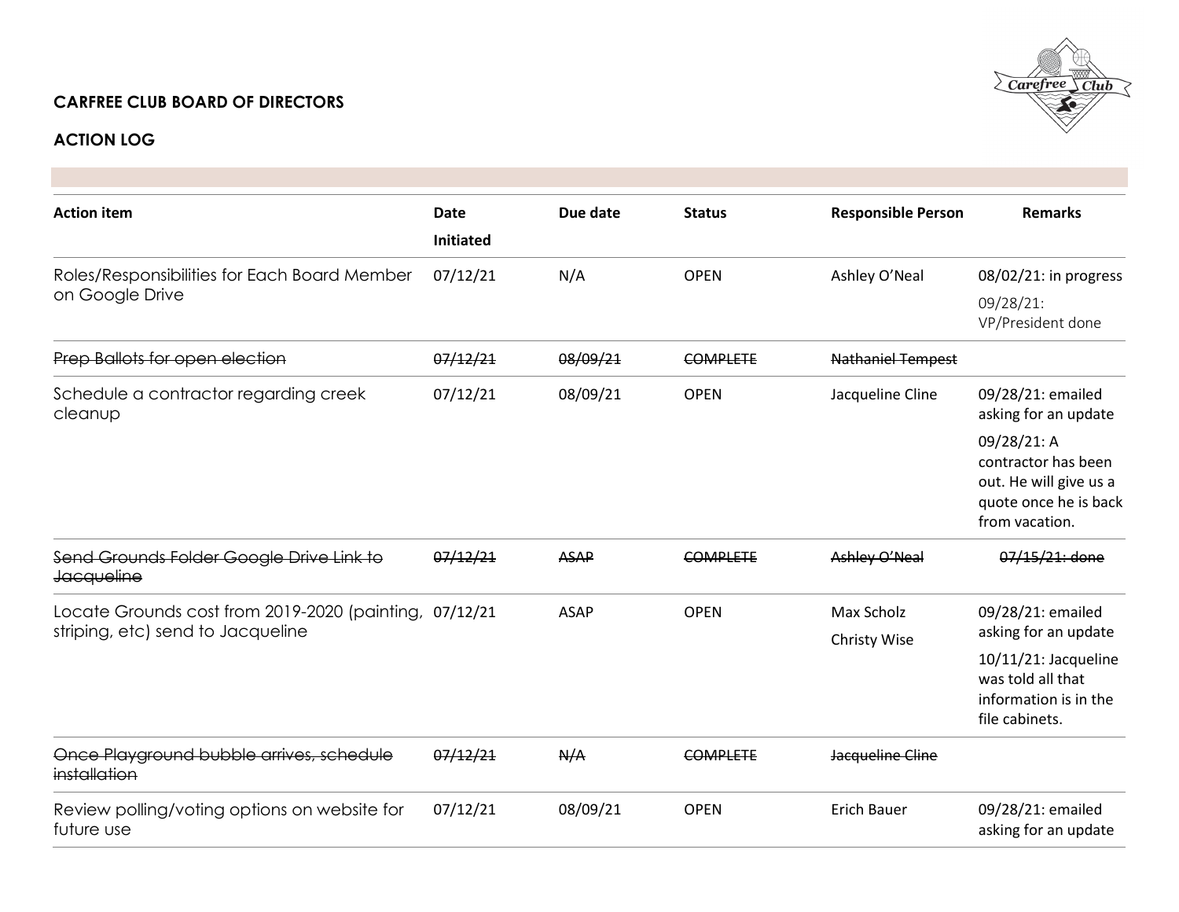**CARFREE CLUB BOARD OF DIRECTORS**

**ACTION LOG**

| Action item | Date Initiated | Due date | Status | Responsible Person | Remarks |
|---|---|---|---|---|---|
| Roles/Responsibilities for Each Board Member on Google Drive | 07/12/21 | N/A | OPEN | Ashley O'Neal | 08/02/21: in progress<br>09/28/21: VP/President done |
| ~~Prep Ballots for open election~~ | ~~07/12/21~~ | ~~08/09/21~~ | ~~COMPLETE~~ | ~~Nathaniel Tempest~~ | |
| Schedule a contractor regarding creek cleanup | 07/12/21 | 08/09/21 | OPEN | Jacqueline Cline | 09/28/21: emailed asking for an update<br>09/28/21: A contractor has been out. He will give us a quote once he is back from vacation. |
| ~~Send Grounds Folder Google Drive Link to Jacqueline~~ | ~~07/12/21~~ | ~~ASAP~~ | ~~COMPLETE~~ | ~~Ashley O'Neal~~ | ~~07/15/21: done~~ |
| Locate Grounds cost from 2019-2020 (painting, striping, etc) send to Jacqueline | 07/12/21 | ASAP | OPEN | Max Scholz<br>Christy Wise | 09/28/21: emailed asking for an update<br>10/11/21: Jacqueline was told all that information is in the file cabinets. |
| ~~Once Playground bubble arrives, schedule installation~~ | ~~07/12/21~~ | ~~N/A~~ | ~~COMPLETE~~ | ~~Jacqueline Cline~~ | |
| Review polling/voting options on website for future use | 07/12/21 | 08/09/21 | OPEN | Erich Bauer | 09/28/21: emailed asking for an update |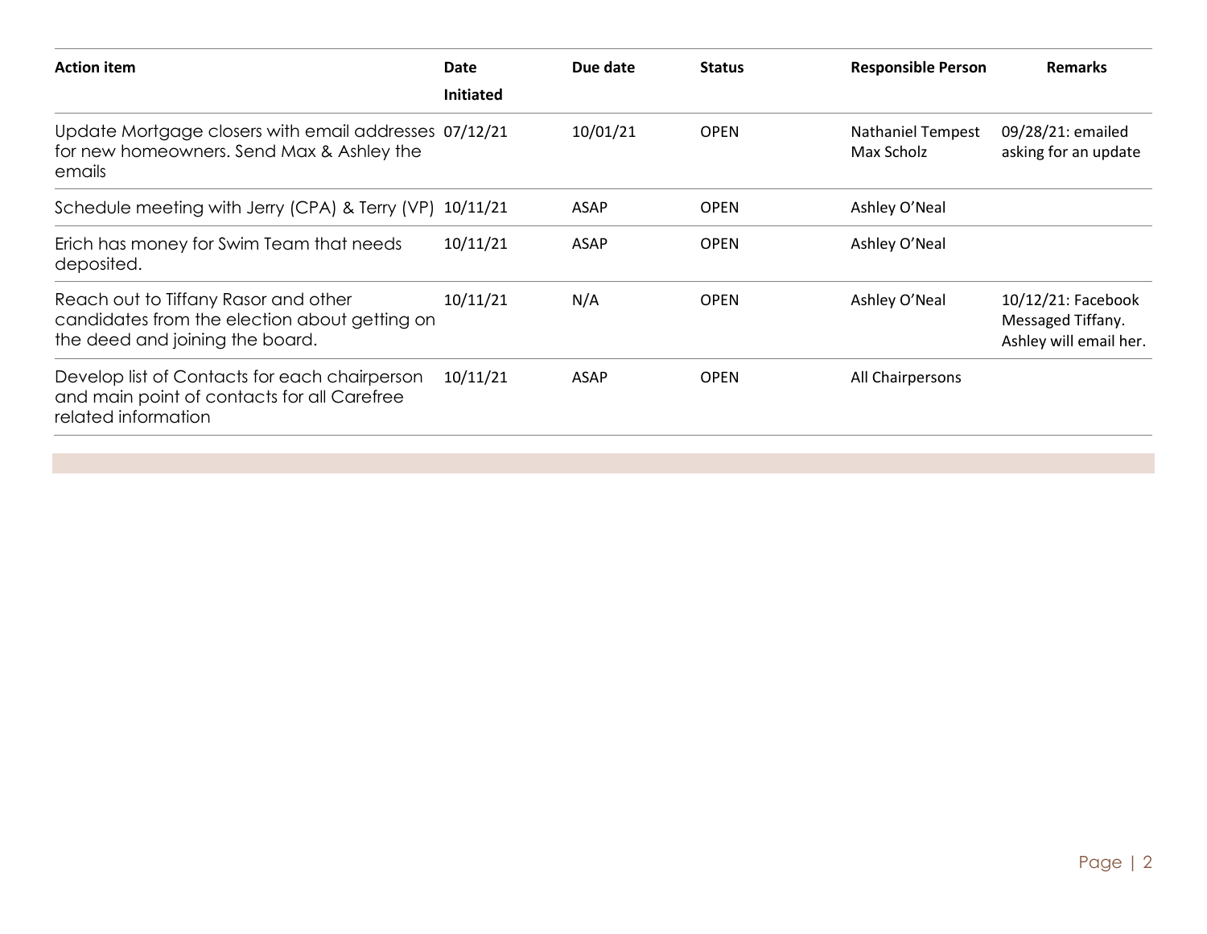| Action item | Date Initiated | Due date | Status | Responsible Person | Remarks |
|---|---|---|---|---|---|
| Update Mortgage closers with email addresses for new homeowners. Send Max & Ashley the emails | 07/12/21 | 10/01/21 | OPEN | Nathaniel Tempest Max Scholz | 09/28/21: emailed asking for an update |
| Schedule meeting with Jerry (CPA) & Terry (VP) | 10/11/21 | ASAP | OPEN | Ashley O'Neal | |
| Erich has money for Swim Team that needs deposited. | 10/11/21 | ASAP | OPEN | Ashley O'Neal | |
| Reach out to Tiffany Rasor and other candidates from the election about getting on the deed and joining the board. | 10/11/21 | N/A | OPEN | Ashley O'Neal | 10/12/21: Facebook Messaged Tiffany. Ashley will email her. |
| Develop list of Contacts for each chairperson and main point of contacts for all Carefree related information | 10/11/21 | ASAP | OPEN | All Chairpersons | |